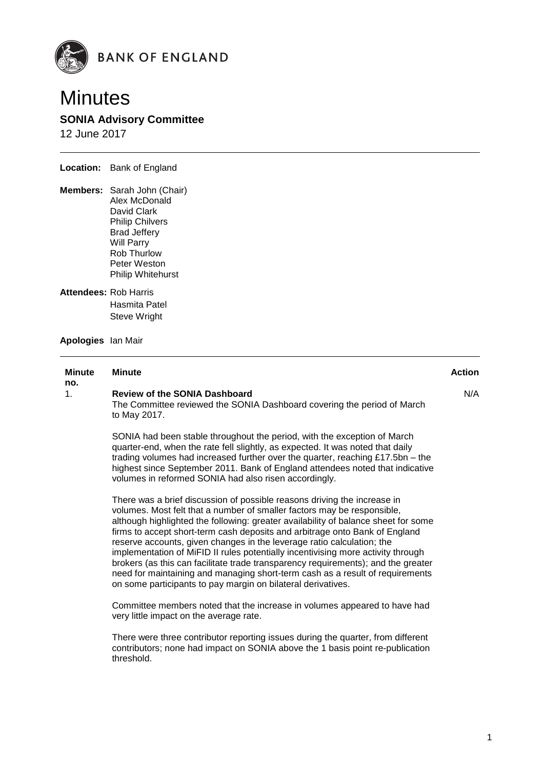BANK OF ENGLAND

# Minutes

## SONIA Advisory Committee

12 June 2017

---

**Location:** Bank of England

**Members:** Sarah John (Chair)
Alex McDonald
David Clark
Philip Chilvers
Brad Jeffery
Will Parry
Rob Thurlow
Peter Weston
Philip Whitehurst

**Attendees:** Rob Harris
Hasmita Patel
Steve Wright

**Apologies** Ian Mair

---

| Minute no. | Minute | Action |
|---|---|---|
| 1. | **Review of the SONIA Dashboard**<br>The Committee reviewed the SONIA Dashboard covering the period of March to May 2017.<br><br>SONIA had been stable throughout the period, with the exception of March quarter-end, when the rate fell slightly, as expected. It was noted that daily trading volumes had increased further over the quarter, reaching £17.5bn – the highest since September 2011. Bank of England attendees noted that indicative volumes in reformed SONIA had also risen accordingly.<br><br>There was a brief discussion of possible reasons driving the increase in volumes. Most felt that a number of smaller factors may be responsible, although highlighted the following: greater availability of balance sheet for some firms to accept short-term cash deposits and arbitrage onto Bank of England reserve accounts, given changes in the leverage ratio calculation; the implementation of MiFID II rules potentially incentivising more activity through brokers (as this can facilitate trade transparency requirements); and the greater need for maintaining and managing short-term cash as a result of requirements on some participants to pay margin on bilateral derivatives.<br><br>Committee members noted that the increase in volumes appeared to have had very little impact on the average rate.<br><br>There were three contributor reporting issues during the quarter, from different contributors; none had impact on SONIA above the 1 basis point re-publication threshold. | N/A |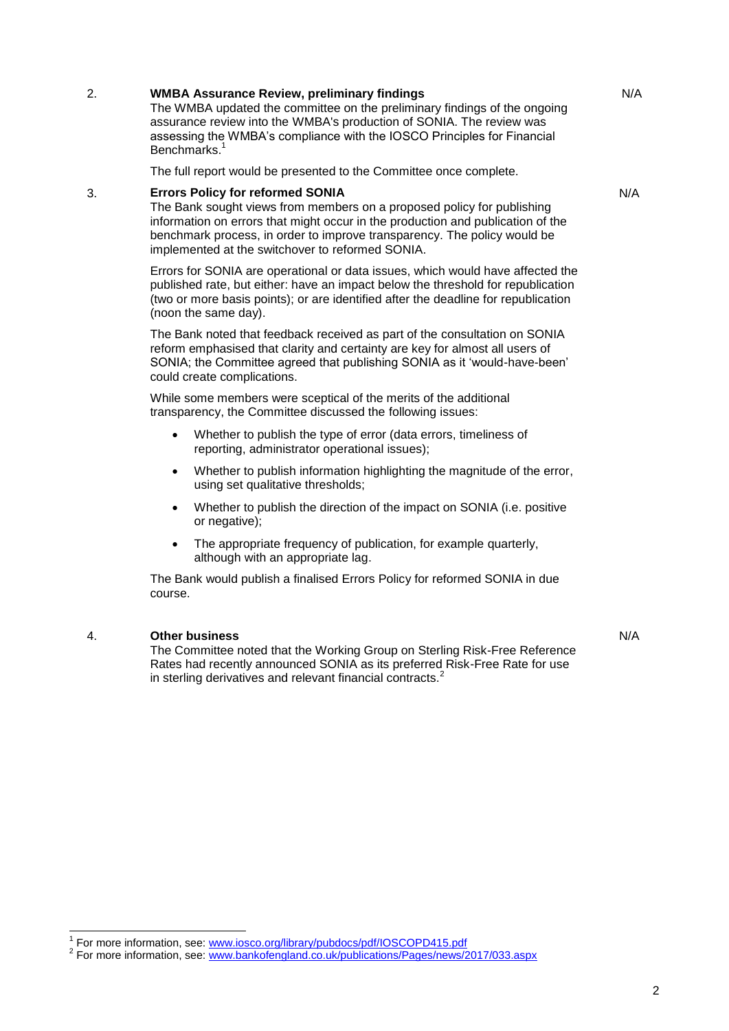2. **WMBA Assurance Review, preliminary findings** — N/A

The WMBA updated the committee on the preliminary findings of the ongoing assurance review into the WMBA's production of SONIA. The review was assessing the WMBA's compliance with the IOSCO Principles for Financial Benchmarks.[1]

The full report would be presented to the Committee once complete.

3. **Errors Policy for reformed SONIA** — N/A

The Bank sought views from members on a proposed policy for publishing information on errors that might occur in the production and publication of the benchmark process, in order to improve transparency. The policy would be implemented at the switchover to reformed SONIA.

Errors for SONIA are operational or data issues, which would have affected the published rate, but either: have an impact below the threshold for republication (two or more basis points); or are identified after the deadline for republication (noon the same day).

The Bank noted that feedback received as part of the consultation on SONIA reform emphasised that clarity and certainty are key for almost all users of SONIA; the Committee agreed that publishing SONIA as it 'would-have-been' could create complications.

While some members were sceptical of the merits of the additional transparency, the Committee discussed the following issues:

- Whether to publish the type of error (data errors, timeliness of reporting, administrator operational issues);
- Whether to publish information highlighting the magnitude of the error, using set qualitative thresholds;
- Whether to publish the direction of the impact on SONIA (i.e. positive or negative);
- The appropriate frequency of publication, for example quarterly, although with an appropriate lag.

The Bank would publish a finalised Errors Policy for reformed SONIA in due course.

4. **Other business** — N/A

The Committee noted that the Working Group on Sterling Risk-Free Reference Rates had recently announced SONIA as its preferred Risk-Free Rate for use in sterling derivatives and relevant financial contracts.[2]

---

[1] For more information, see: www.iosco.org/library/pubdocs/pdf/IOSCOPD415.pdf

[2] For more information, see: www.bankofengland.co.uk/publications/Pages/news/2017/033.aspx